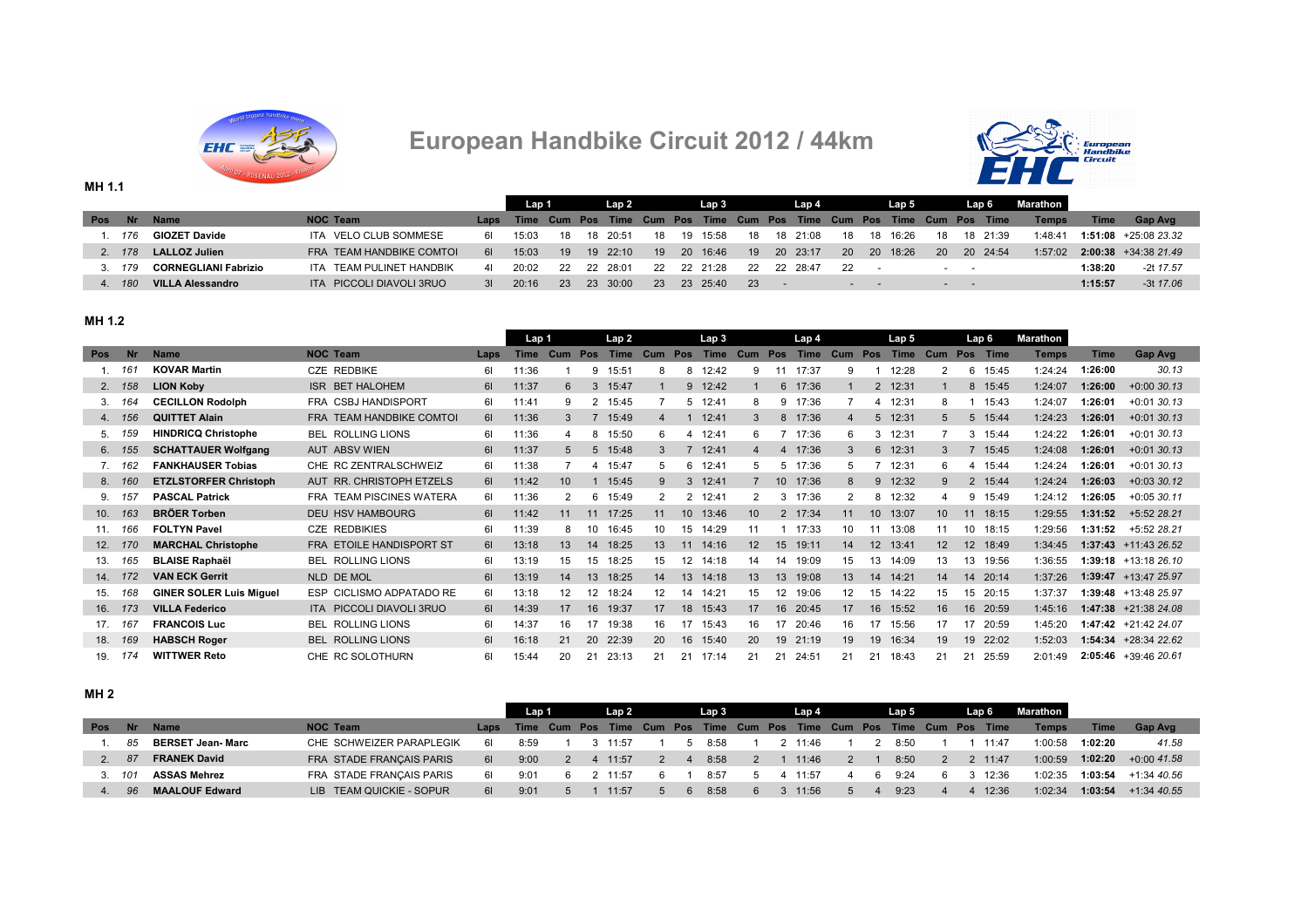# European Handbike Circuit 2012 / 44km

## MH 1.1

| Pos | Nr | Name | NOC | Team | Laps | Lap 1 Time | Cum | Pos | Lap 2 Time | Cum | Pos | Lap 3 Time | Cum | Pos | Lap 4 Time | Cum | Pos | Lap 5 Time | Cum | Pos | Lap 6 Time | Marathon Temps | Time | Gap | Avg |
|---|---|---|---|---|---|---|---|---|---|---|---|---|---|---|---|---|---|---|---|---|---|---|---|---|---|
| 1. | 176 | **GIOZET David** | ITA | VELO CLUB SOMMESE | 6l | 15:03 | 18 | 18 | 20:51 | 18 | 19 | 15:58 | 18 | 18 | 21:08 | 18 | 18 | 16:26 | 18 | 18 | 21:39 | 1:48:41 | **1:51:08** | +25:08 | 23.32 |
| 2. | 178 | **LALLOZ Julien** | FRA | TEAM HANDBIKE COMTOI | 6l | 15:03 | 19 | 19 | 22:10 | 19 | 20 | 16:46 | 19 | 20 | 23:17 | 20 | 20 | 18:26 | 20 | 20 | 24:54 | 1:57:02 | **2:00:38** | +34:38 | 21.49 |
| 3. | 179 | **CORNEGLIANI Fabrizio** | ITA | TEAM PULINET HANDBIK | 4l | 20:02 | 22 | 22 | 28:01 | 22 | 22 | 21:28 | 22 | 22 | 28:47 | 22 | - | | - | - | | | **1:38:20** | -2t | 17.57 |
| 4. | 180 | **VILLA Alessandro** | ITA | PICCOLI DIAVOLI 3RUO | 3l | 20:16 | 23 | 23 | 30:00 | 23 | 23 | 25:40 | 23 | - | | - | - | | - | - | | | **1:15:57** | -3t | 17.06 |

## MH 1.2

| Pos | Nr | Name | NOC | Team | Laps | Lap 1 Time | Cum | Pos | Lap 2 Time | Cum | Pos | Lap 3 Time | Cum | Pos | Lap 4 Time | Cum | Pos | Lap 5 Time | Cum | Pos | Lap 6 Time | Marathon Temps | Time | Gap | Avg |
|---|---|---|---|---|---|---|---|---|---|---|---|---|---|---|---|---|---|---|---|---|---|---|---|---|---|
| 1. | 161 | **KOVAR Martin** | CZE | REDBIKE | 6l | 11:36 | 1 | 9 | 15:51 | 8 | 8 | 12:42 | 9 | 11 | 17:37 | 9 | 1 | 12:28 | 2 | 6 | 15:45 | 1:24:24 | **1:26:00** | | 30.13 |
| 2. | 158 | **LION Koby** | ISR | BET HALOHEM | 6l | 11:37 | 6 | 3 | 15:47 | 1 | 9 | 12:42 | 1 | 6 | 17:36 | 1 | 2 | 12:31 | 1 | 8 | 15:45 | 1:24:07 | **1:26:00** | +0:00 | 30.13 |
| 3. | 164 | **CECILLON Rodolph** | FRA | CSBJ HANDISPORT | 6l | 11:41 | 9 | 2 | 15:45 | 7 | 5 | 12:41 | 8 | 9 | 17:36 | 7 | 4 | 12:31 | 8 | 1 | 15:43 | 1:24:07 | **1:26:01** | +0:01 | 30.13 |
| 4. | 156 | **QUITTET Alain** | FRA | TEAM HANDBIKE COMTOI | 6l | 11:36 | 3 | 7 | 15:49 | 4 | 1 | 12:41 | 3 | 8 | 17:36 | 4 | 5 | 12:31 | 5 | 5 | 15:44 | 1:24:23 | **1:26:01** | +0:01 | 30.13 |
| 5. | 159 | **HINDRICQ Christophe** | BEL | ROLLING LIONS | 6l | 11:36 | 4 | 8 | 15:50 | 6 | 4 | 12:41 | 6 | 7 | 17:36 | 6 | 3 | 12:31 | 7 | 3 | 15:44 | 1:24:22 | **1:26:01** | +0:01 | 30.13 |
| 6. | 155 | **SCHATTAUER Wolfgang** | AUT | ABSV WIEN | 6l | 11:37 | 5 | 5 | 15:48 | 3 | 7 | 12:41 | 4 | 4 | 17:36 | 3 | 6 | 12:31 | 3 | 7 | 15:45 | 1:24:08 | **1:26:01** | +0:01 | 30.13 |
| 7. | 162 | **FANKHAUSER Tobias** | CHE | RC ZENTRALSCHWEIZ | 6l | 11:38 | 7 | 4 | 15:47 | 5 | 6 | 12:41 | 5 | 5 | 17:36 | 5 | 7 | 12:31 | 6 | 4 | 15:44 | 1:24:24 | **1:26:01** | +0:01 | 30.13 |
| 8. | 160 | **ETZLSTORFER Christoph** | AUT | RR. CHRISTOPH ETZELS | 6l | 11:42 | 10 | 1 | 15:45 | 9 | 3 | 12:41 | 7 | 10 | 17:36 | 8 | 9 | 12:32 | 9 | 2 | 15:44 | 1:24:24 | **1:26:03** | +0:03 | 30.12 |
| 9. | 157 | **PASCAL Patrick** | FRA | TEAM PISCINES WATERA | 6l | 11:36 | 2 | 6 | 15:49 | 2 | 2 | 12:41 | 2 | 3 | 17:36 | 2 | 8 | 12:32 | 4 | 9 | 15:49 | 1:24:12 | **1:26:05** | +0:05 | 30.11 |
| 10. | 163 | **BRÖER Torben** | DEU | HSV HAMBOURG | 6l | 11:42 | 11 | 11 | 17:25 | 11 | 10 | 13:46 | 10 | 2 | 17:34 | 11 | 10 | 13:07 | 10 | 11 | 18:15 | 1:29:55 | **1:31:52** | +5:52 | 28.21 |
| 11. | 166 | **FOLTYN Pavel** | CZE | REDBIKIES | 6l | 11:39 | 8 | 10 | 16:45 | 10 | 15 | 14:29 | 11 | 1 | 17:33 | 10 | 11 | 13:08 | 11 | 10 | 18:15 | 1:29:56 | **1:31:52** | +5:52 | 28.21 |
| 12. | 170 | **MARCHAL Christophe** | FRA | ETOILE HANDISPORT ST | 6l | 13:18 | 13 | 14 | 18:25 | 13 | 11 | 14:16 | 12 | 15 | 19:11 | 14 | 12 | 13:41 | 12 | 12 | 18:49 | 1:34:45 | **1:37:43** | +11:43 | 26.52 |
| 13. | 165 | **BLAISE Raphaël** | BEL | ROLLING LIONS | 6l | 13:19 | 15 | 15 | 18:25 | 15 | 12 | 14:18 | 14 | 14 | 19:09 | 15 | 13 | 14:09 | 13 | 13 | 19:56 | 1:36:55 | **1:39:18** | +13:18 | 26.10 |
| 14. | 172 | **VAN ECK Gerrit** | NLD | DE MOL | 6l | 13:19 | 14 | 13 | 18:25 | 14 | 13 | 14:18 | 13 | 13 | 19:08 | 13 | 14 | 14:21 | 14 | 14 | 20:14 | 1:37:26 | **1:39:47** | +13:47 | 25.97 |
| 15. | 168 | **GINER SOLER Luis Miguel** | ESP | CICLISMO ADPATADO RE | 6l | 13:18 | 12 | 12 | 18:24 | 12 | 14 | 14:21 | 15 | 12 | 19:06 | 12 | 15 | 14:22 | 15 | 15 | 20:15 | 1:37:37 | **1:39:48** | +13:48 | 25.97 |
| 16. | 173 | **VILLA Federico** | ITA | PICCOLI DIAVOLI 3RUO | 6l | 14:39 | 17 | 16 | 19:37 | 17 | 18 | 15:43 | 17 | 16 | 20:45 | 17 | 16 | 15:52 | 16 | 16 | 20:59 | 1:45:16 | **1:47:38** | +21:38 | 24.08 |
| 17. | 167 | **FRANCOIS Luc** | BEL | ROLLING LIONS | 6l | 14:37 | 16 | 17 | 19:38 | 16 | 17 | 15:43 | 16 | 17 | 20:46 | 16 | 17 | 15:56 | 17 | 17 | 20:59 | 1:45:20 | **1:47:42** | +21:42 | 24.07 |
| 18. | 169 | **HABSCH Roger** | BEL | ROLLING LIONS | 6l | 16:18 | 21 | 20 | 22:39 | 20 | 16 | 15:40 | 20 | 19 | 21:19 | 19 | 19 | 16:34 | 19 | 19 | 22:02 | 1:52:03 | **1:54:34** | +28:34 | 22.62 |
| 19. | 174 | **WITTWER Reto** | CHE | RC SOLOTHURN | 6l | 15:44 | 20 | 21 | 23:13 | 21 | 21 | 17:14 | 21 | 21 | 24:51 | 21 | 21 | 18:43 | 21 | 21 | 25:59 | 2:01:49 | **2:05:46** | +39:46 | 20.61 |

## MH 2

| Pos | Nr | Name | NOC | Team | Laps | Lap 1 Time | Cum | Pos | Lap 2 Time | Cum | Pos | Lap 3 Time | Cum | Pos | Lap 4 Time | Cum | Pos | Lap 5 Time | Cum | Pos | Lap 6 Time | Marathon Temps | Time | Gap | Avg |
|---|---|---|---|---|---|---|---|---|---|---|---|---|---|---|---|---|---|---|---|---|---|---|---|---|---|
| 1. | 85 | **BERSET Jean- Marc** | CHE | SCHWEIZER PARAPLEGIK | 6l | 8:59 | 1 | 3 | 11:57 | 1 | 5 | 8:58 | 1 | 2 | 11:46 | 1 | 2 | 8:50 | 1 | 1 | 11:47 | 1:00:58 | **1:02:20** | | 41.58 |
| 2. | 87 | **FRANEK David** | FRA | STADE FRANÇAIS PARIS | 6l | 9:00 | 2 | 4 | 11:57 | 2 | 4 | 8:58 | 2 | 1 | 11:46 | 2 | 1 | 8:50 | 2 | 2 | 11:47 | 1:00:59 | **1:02:20** | +0:00 | 41.58 |
| 3. | 101 | **ASSAS Mehrez** | FRA | STADE FRANÇAIS PARIS | 6l | 9:01 | 6 | 2 | 11:57 | 6 | 1 | 8:57 | 5 | 4 | 11:57 | 4 | 6 | 9:24 | 6 | 3 | 12:36 | 1:02:35 | **1:03:54** | +1:34 | 40.56 |
| 4. | 96 | **MAALOUF Edward** | LIB | TEAM QUICKIE - SOPUR | 6l | 9:01 | 5 | 1 | 11:57 | 5 | 6 | 8:58 | 6 | 3 | 11:56 | 5 | 4 | 9:23 | 4 | 4 | 12:36 | 1:02:34 | **1:03:54** | +1:34 | 40.55 |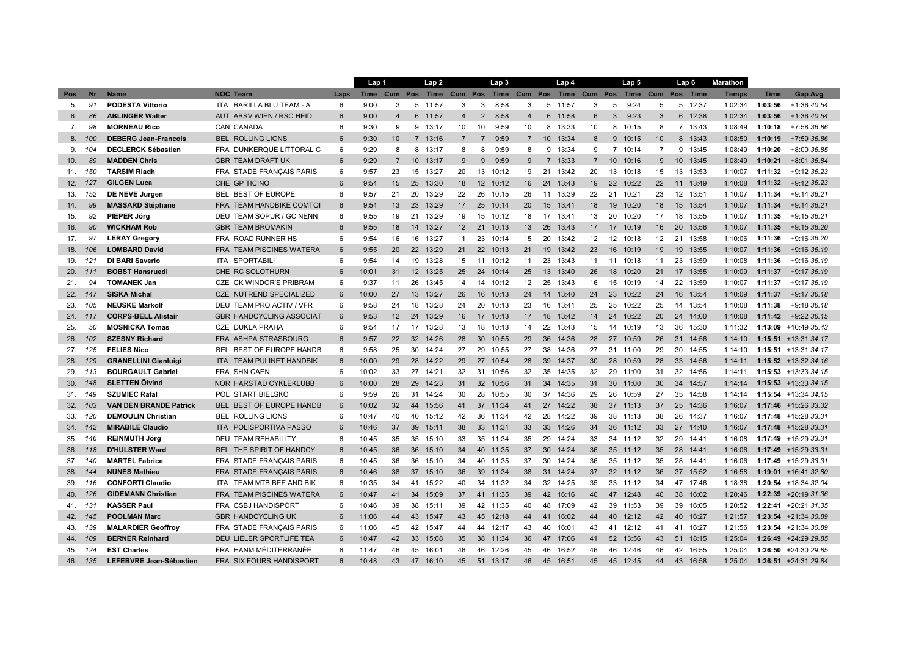| | | | | | Lap 1 | | | Lap 2 | | | Lap 3 | | | Lap 4 | | | Lap 5 | | | Lap 6 | Marathon | | |
|---|---|---|---|---|---|---|---|---|---|---|---|---|---|---|---|---|---|---|---|---|---|---|---|---|
| Pos | Nr | Name | NOC Team | Laps | Time | Cum | Pos | Time | Cum | Pos | Time | Cum | Pos | Time | Cum | Pos | Time | Cum | Pos | Time | Temps | Time | Gap Avg |
| 5. | 91 | **PODESTA Vittorio** | ITA BARILLA BLU TEAM - A | 6l | 9:00 | 3 | 5 | 11:57 | 3 | 3 | 8:58 | 3 | 5 | 11:57 | 3 | 5 | 9:24 | 5 | 5 | 12:37 | 1:02:34 | **1:03:56** | +1:36 *40.54* |
| 6. | 86 | **ABLINGER Walter** | AUT ABSV WIEN / RSC HEID | 6l | 9:00 | 4 | 6 | 11:57 | 4 | 2 | 8:58 | 4 | 6 | 11:58 | 6 | 3 | 9:23 | 3 | 6 | 12:38 | 1:02:34 | **1:03:56** | +1:36 *40.54* |
| 7. | 98 | **MORNEAU Rico** | CAN CANADA | 6l | 9:30 | 9 | 9 | 13:17 | 10 | 10 | 9:59 | 10 | 8 | 13:33 | 10 | 8 | 10:15 | 8 | 7 | 13:43 | 1:08:49 | **1:10:18** | +7:58 *36.86* |
| 8. | 100 | **DEBERG Jean-Francois** | BEL ROLLING LIONS | 6l | 9:30 | 10 | 7 | 13:16 | 7 | 7 | 9:59 | 7 | 10 | 13:34 | 8 | 9 | 10:15 | 10 | 8 | 13:43 | 1:08:50 | **1:10:19** | +7:59 *36.86* |
| 9. | 104 | **DECLERCK Sébastien** | FRA DUNKERQUE LITTORAL C | 6l | 9:29 | 8 | 8 | 13:17 | 8 | 8 | 9:59 | 8 | 9 | 13:34 | 9 | 7 | 10:14 | 7 | 9 | 13:45 | 1:08:49 | **1:10:20** | +8:00 *36.85* |
| 10. | 89 | **MADDEN Chris** | GBR TEAM DRAFT UK | 6l | 9:29 | 7 | 10 | 13:17 | 9 | 9 | 9:59 | 9 | 7 | 13:33 | 7 | 10 | 10:16 | 9 | 10 | 13:45 | 1:08:49 | **1:10:21** | +8:01 *36.84* |
| 11. | 150 | **TARSIM Riadh** | FRA STADE FRANÇAIS PARIS | 6l | 9:57 | 23 | 15 | 13:27 | 20 | 13 | 10:12 | 19 | 21 | 13:42 | 20 | 13 | 10:18 | 15 | 13 | 13:53 | 1:10:07 | **1:11:32** | +9:12 *36.23* |
| 12. | 127 | **GILGEN Luca** | CHE GP TICINO | 6l | 9:54 | 15 | 25 | 13:30 | 18 | 12 | 10:12 | 16 | 24 | 13:43 | 19 | 22 | 10:22 | 22 | 11 | 13:49 | 1:10:08 | **1:11:32** | +9:12 *36.23* |
| 13. | 152 | **DE NEVE Jurgen** | BEL BEST OF EUROPE | 6l | 9:57 | 21 | 20 | 13:29 | 22 | 26 | 10:15 | 26 | 11 | 13:39 | 22 | 21 | 10:21 | 23 | 12 | 13:51 | 1:10:07 | **1:11:34** | +9:14 *36.21* |
| 14. | 99 | **MASSARD Stéphane** | FRA TEAM HANDBIKE COMTOI | 6l | 9:54 | 13 | 23 | 13:29 | 17 | 25 | 10:14 | 20 | 15 | 13:41 | 18 | 19 | 10:20 | 18 | 15 | 13:54 | 1:10:07 | **1:11:34** | +9:14 *36.21* |
| 15. | 92 | **PIEPER Jörg** | DEU TEAM SOPUR / GC NENN | 6l | 9:55 | 19 | 21 | 13:29 | 19 | 15 | 10:12 | 18 | 17 | 13:41 | 13 | 20 | 10:20 | 17 | 18 | 13:55 | 1:10:07 | **1:11:35** | +9:15 *36.21* |
| 16. | 90 | **WICKHAM Rob** | GBR TEAM BROMAKIN | 6l | 9:55 | 18 | 14 | 13:27 | 12 | 21 | 10:13 | 13 | 26 | 13:43 | 17 | 17 | 10:19 | 16 | 20 | 13:56 | 1:10:07 | **1:11:35** | +9:15 *36.20* |
| 17. | 97 | **LERAY Gregory** | FRA ROAD RUNNER HS | 6l | 9:54 | 16 | 16 | 13:27 | 11 | 23 | 10:14 | 15 | 20 | 13:42 | 12 | 12 | 10:18 | 12 | 21 | 13:58 | 1:10:06 | **1:11:36** | +9:16 *36.20* |
| 18. | 106 | **LOMBARD David** | FRA TEAM PISCINES WATERA | 6l | 9:55 | 20 | 22 | 13:29 | 21 | 22 | 10:13 | 21 | 19 | 13:42 | 23 | 16 | 10:19 | 19 | 19 | 13:55 | 1:10:07 | **1:11:36** | +9:16 *36.19* |
| 19. | 121 | **DI BARI Saverio** | ITA SPORTABILI | 6l | 9:54 | 14 | 19 | 13:28 | 15 | 11 | 10:12 | 11 | 23 | 13:43 | 11 | 11 | 10:18 | 11 | 23 | 13:59 | 1:10:08 | **1:11:36** | +9:16 *36.19* |
| 20. | 111 | **BOBST Hansruedi** | CHE RC SOLOTHURN | 6l | 10:01 | 31 | 12 | 13:25 | 25 | 24 | 10:14 | 25 | 13 | 13:40 | 26 | 18 | 10:20 | 21 | 17 | 13:55 | 1:10:09 | **1:11:37** | +9:17 *36.19* |
| 21. | 94 | **TOMANEK Jan** | CZE CK WINDOR'S PRIBRAM | 6l | 9:37 | 11 | 26 | 13:45 | 14 | 14 | 10:12 | 12 | 25 | 13:43 | 16 | 15 | 10:19 | 14 | 22 | 13:59 | 1:10:07 | **1:11:37** | +9:17 *36.19* |
| 22. | 147 | **SISKA Michal** | CZE NUTREND SPECIALIZED | 6l | 10:00 | 27 | 13 | 13:27 | 26 | 16 | 10:13 | 24 | 14 | 13:40 | 24 | 23 | 10:22 | 24 | 16 | 13:54 | 1:10:09 | **1:11:37** | +9:17 *36.18* |
| 23. | 105 | **NEUSKE Markolf** | DEU TEAM PRO ACTIV / VFR | 6l | 9:58 | 24 | 18 | 13:28 | 24 | 20 | 10:13 | 23 | 16 | 13:41 | 25 | 25 | 10:22 | 25 | 14 | 13:54 | 1:10:08 | **1:11:38** | +9:18 *36.18* |
| 24. | 117 | **CORPS-BELL Alistair** | GBR HANDCYCLING ASSOCIAT | 6l | 9:53 | 12 | 24 | 13:29 | 16 | 17 | 10:13 | 17 | 18 | 13:42 | 14 | 24 | 10:22 | 20 | 24 | 14:00 | 1:10:08 | **1:11:42** | +9:22 *36.15* |
| 25. | 50 | **MOSNICKA Tomas** | CZE DUKLA PRAHA | 6l | 9:54 | 17 | 17 | 13:28 | 13 | 18 | 10:13 | 14 | 22 | 13:43 | 15 | 14 | 10:19 | 13 | 36 | 15:30 | 1:11:32 | **1:13:09** | +10:49 *35.43* |
| 26. | 102 | **SZESNY Richard** | FRA ASHPA STRASBOURG | 6l | 9:57 | 22 | 32 | 14:26 | 28 | 30 | 10:55 | 29 | 36 | 14:36 | 28 | 27 | 10:59 | 26 | 31 | 14:56 | 1:14:10 | **1:15:51** | +13:31 *34.17* |
| 27. | 125 | **FELIES Nico** | BEL BEST OF EUROPE HANDB | 6l | 9:58 | 25 | 30 | 14:24 | 27 | 29 | 10:55 | 27 | 38 | 14:36 | 27 | 31 | 11:00 | 29 | 30 | 14:55 | 1:14:10 | **1:15:51** | +13:31 *34.17* |
| 28. | 129 | **GRANELLINI Gianluigi** | ITA TEAM PULINET HANDBIK | 6l | 10:00 | 29 | 28 | 14:22 | 29 | 27 | 10:54 | 28 | 39 | 14:37 | 30 | 28 | 10:59 | 28 | 33 | 14:56 | 1:14:11 | **1:15:52** | +13:32 *34.16* |
| 29. | 113 | **BOURGAULT Gabriel** | FRA SHN CAEN | 6l | 10:02 | 33 | 27 | 14:21 | 32 | 31 | 10:56 | 32 | 35 | 14:35 | 32 | 29 | 11:00 | 31 | 32 | 14:56 | 1:14:11 | **1:15:53** | +13:33 *34.15* |
| 30. | 148 | **SLETTEN Öivind** | NOR HARSTAD CYKLEKLUBB | 6l | 10:00 | 28 | 29 | 14:23 | 31 | 32 | 10:56 | 31 | 34 | 14:35 | 31 | 30 | 11:00 | 30 | 34 | 14:57 | 1:14:14 | **1:15:53** | +13:33 *34.15* |
| 31. | 149 | **SZUMIEC Rafal** | POL START BIELSKO | 6l | 9:59 | 26 | 31 | 14:24 | 30 | 28 | 10:55 | 30 | 37 | 14:36 | 29 | 26 | 10:59 | 27 | 35 | 14:58 | 1:14:14 | **1:15:54** | +13:34 *34.15* |
| 32. | 103 | **VAN DEN BRANDE Patrick** | BEL BEST OF EUROPE HANDB | 6l | 10:02 | 32 | 44 | 15:56 | 41 | 37 | 11:34 | 41 | 27 | 14:22 | 38 | 37 | 11:13 | 37 | 25 | 14:36 | 1:16:07 | **1:17:46** | +15:26 *33.32* |
| 33. | 120 | **DEMOULIN Christian** | BEL ROLLING LIONS | 6l | 10:47 | 40 | 40 | 15:12 | 42 | 36 | 11:34 | 42 | 28 | 14:22 | 39 | 38 | 11:13 | 38 | 26 | 14:37 | 1:16:07 | **1:17:48** | +15:28 *33.31* |
| 34. | 142 | **MIRABILE Claudio** | ITA POLISPORTIVA PASSO | 6l | 10:46 | 37 | 39 | 15:11 | 38 | 33 | 11:31 | 33 | 33 | 14:26 | 34 | 36 | 11:12 | 33 | 27 | 14:40 | 1:16:07 | **1:17:48** | +15:28 *33.31* |
| 35. | 146 | **REINMUTH Jörg** | DEU TEAM REHABILITY | 6l | 10:45 | 35 | 35 | 15:10 | 33 | 35 | 11:34 | 35 | 29 | 14:24 | 33 | 34 | 11:12 | 32 | 29 | 14:41 | 1:16:08 | **1:17:49** | +15:29 *33.31* |
| 36. | 118 | **D'HULSTER Ward** | BEL THE SPIRIT OF HANDCY | 6l | 10:45 | 36 | 36 | 15:10 | 34 | 40 | 11:35 | 37 | 30 | 14:24 | 36 | 35 | 11:12 | 35 | 28 | 14:41 | 1:16:06 | **1:17:49** | +15:29 *33.31* |
| 37. | 140 | **MARTEL Fabrice** | FRA STADE FRANÇAIS PARIS | 6l | 10:45 | 36 | 36 | 15:10 | 34 | 40 | 11:35 | 37 | 30 | 14:24 | 36 | 35 | 11:12 | 35 | 28 | 14:41 | 1:16:06 | **1:17:49** | +15:29 *33.31* |
| 38. | 144 | **NUNES Mathieu** | FRA STADE FRANÇAIS PARIS | 6l | 10:46 | 38 | 37 | 15:10 | 36 | 39 | 11:34 | 38 | 31 | 14:24 | 37 | 32 | 11:12 | 36 | 37 | 15:52 | 1:16:58 | **1:19:01** | +16:41 *32.80* |
| 39. | 116 | **CONFORTI Claudio** | ITA TEAM MTB BEE AND BIK | 6l | 10:35 | 34 | 41 | 15:22 | 40 | 34 | 11:32 | 34 | 32 | 14:25 | 35 | 33 | 11:12 | 34 | 47 | 17:46 | 1:18:38 | **1:20:54** | +18:34 *32.04* |
| 40. | 126 | **GIDEMANN Christian** | FRA TEAM PISCINES WATERA | 6l | 10:47 | 41 | 34 | 15:09 | 37 | 41 | 11:35 | 39 | 42 | 16:16 | 40 | 47 | 12:48 | 40 | 38 | 16:02 | 1:20:46 | **1:22:39** | +20:19 *31.36* |
| 41. | 131 | **KASSER Paul** | FRA CSBJ HANDISPORT | 6l | 10:46 | 39 | 38 | 15:11 | 39 | 42 | 11:35 | 40 | 48 | 17:09 | 42 | 39 | 11:53 | 39 | 39 | 16:05 | 1:20:52 | **1:22:41** | +20:21 *31.35* |
| 42. | 145 | **POOLMAN Marc** | GBR HANDCYCLING UK | 6l | 11:06 | 44 | 43 | 15:47 | 43 | 45 | 12:18 | 44 | 41 | 16:02 | 44 | 40 | 12:12 | 42 | 40 | 16:27 | 1:21:57 | **1:23:54** | +21:34 *30.89* |
| 43. | 139 | **MALARDIER Geoffroy** | FRA STADE FRANÇAIS PARIS | 6l | 11:06 | 45 | 42 | 15:47 | 44 | 44 | 12:17 | 43 | 40 | 16:01 | 43 | 41 | 12:12 | 41 | 41 | 16:27 | 1:21:56 | **1:23:54** | +21:34 *30.89* |
| 44. | 109 | **BERNER Reinhard** | DEU LIELER SPORTLIFE TEA | 6l | 10:47 | 42 | 33 | 15:08 | 35 | 38 | 11:34 | 36 | 47 | 17:06 | 41 | 52 | 13:56 | 43 | 51 | 18:15 | 1:25:04 | **1:26:49** | +24:29 *29.85* |
| 45. | 124 | **EST Charles** | FRA HANM MÉDITERRANÉE | 6l | 11:47 | 46 | 45 | 16:01 | 46 | 46 | 12:26 | 45 | 46 | 16:52 | 46 | 46 | 12:46 | 46 | 42 | 16:55 | 1:25:04 | **1:26:50** | +24:30 *29.85* |
| 46. | 135 | **LEFEBVRE Jean-Sébastien** | FRA SIX FOURS HANDISPORT | 6l | 10:48 | 43 | 47 | 16:10 | 45 | 51 | 13:17 | 46 | 45 | 16:51 | 45 | 45 | 12:45 | 44 | 43 | 16:58 | 1:25:04 | **1:26:51** | +24:31 *29.84* |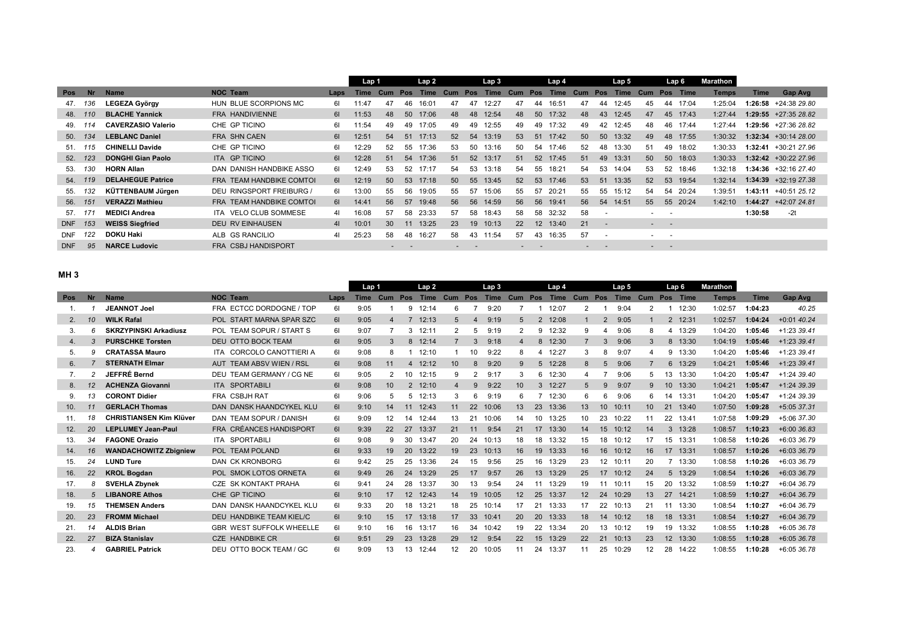| Pos | Nr | Name | NOC | Team | Laps | Lap 1 Time | Cum | Pos | Lap 2 Time | Cum | Pos | Lap 3 Time | Cum | Pos | Lap 4 Time | Cum | Pos | Lap 5 Time | Cum | Pos | Lap 6 Time | Marathon Temps | Time | Gap Avg |
|---|---|---|---|---|---|---|---|---|---|---|---|---|---|---|---|---|---|---|---|---|---|---|---|---|
| 47. | 136 | **LEGEZA György** | HUN | BLUE SCORPIONS MC | 6l | 11:47 | 47 | 46 | 16:01 | 47 | 47 | 12:27 | 47 | 44 | 16:51 | 47 | 44 | 12:45 | 45 | 44 | 17:04 | 1:25:04 | **1:26:58** | +24:38 *29.80* |
| 48. | 110 | **BLACHE Yannick** | FRA | HANDIVIENNE | 6l | 11:53 | 48 | 50 | 17:06 | 48 | 48 | 12:54 | 48 | 50 | 17:32 | 48 | 43 | 12:45 | 47 | 45 | 17:43 | 1:27:44 | **1:29:55** | +27:35 *28.82* |
| 49. | 114 | **CAVERZASIO Valerio** | CHE | GP TICINO | 6l | 11:54 | 49 | 49 | 17:05 | 49 | 49 | 12:55 | 49 | 49 | 17:32 | 49 | 42 | 12:45 | 48 | 46 | 17:44 | 1:27:44 | **1:29:56** | +27:36 *28.82* |
| 50. | 134 | **LEBLANC Daniel** | FRA | SHN CAEN | 6l | 12:51 | 54 | 51 | 17:13 | 52 | 54 | 13:19 | 53 | 51 | 17:42 | 50 | 50 | 13:32 | 49 | 48 | 17:55 | 1:30:32 | **1:32:34** | +30:14 *28.00* |
| 51. | 115 | **CHINELLI Davide** | CHE | GP TICINO | 6l | 12:29 | 52 | 55 | 17:36 | 53 | 50 | 13:16 | 50 | 54 | 17:46 | 52 | 48 | 13:30 | 51 | 49 | 18:02 | 1:30:33 | **1:32:41** | +30:21 *27.96* |
| 52. | 123 | **DONGHI Gian Paolo** | ITA | GP TICINO | 6l | 12:28 | 51 | 54 | 17:36 | 51 | 52 | 13:17 | 51 | 52 | 17:45 | 51 | 49 | 13:31 | 50 | 50 | 18:03 | 1:30:33 | **1:32:42** | +30:22 *27.96* |
| 53. | 130 | **HORN Allan** | DAN | DANISH HANDBIKE ASSO | 6l | 12:49 | 53 | 52 | 17:17 | 54 | 53 | 13:18 | 54 | 55 | 18:21 | 54 | 53 | 14:04 | 53 | 52 | 18:46 | 1:32:18 | **1:34:36** | +32:16 *27.40* |
| 54. | 119 | **DELAHEGUE Patrice** | FRA | TEAM HANDBIKE COMTOI | 6l | 12:19 | 50 | 53 | 17:18 | 50 | 55 | 13:45 | 52 | 53 | 17:46 | 53 | 51 | 13:35 | 52 | 53 | 19:54 | 1:32:14 | **1:34:39** | +32:19 *27.38* |
| 55. | 132 | **KÜTTENBAUM Jürgen** | DEU | RINGSPORT FREIBURG / | 6l | 13:00 | 55 | 56 | 19:05 | 55 | 57 | 15:06 | 55 | 57 | 20:21 | 55 | 55 | 15:12 | 54 | 54 | 20:24 | 1:39:51 | **1:43:11** | +40:51 *25.12* |
| 56. | 151 | **VERAZZI Mathieu** | FRA | TEAM HANDBIKE COMTOI | 6l | 14:41 | 56 | 57 | 19:48 | 56 | 56 | 14:59 | 56 | 56 | 19:41 | 56 | 54 | 14:51 | 55 | 55 | 20:24 | 1:42:10 | **1:44:27** | +42:07 *24.81* |
| 57. | 171 | **MEDICI Andrea** | ITA | VELO CLUB SOMMESE | 4l | 16:08 | 57 | 58 | 23:33 | 57 | 58 | 18:43 | 58 | 58 | 32:32 | 58 | - | | - | - | | | **1:30:58** | -2t |
| DNF | 153 | **WEISS Siegfried** | DEU | RV EINHAUSEN | 4l | 10:01 | 30 | 11 | 13:25 | 23 | 19 | 10:13 | 22 | 12 | 13:40 | 21 | - | | - | - | | | | |
| DNF | 122 | **DOKU Haki** | ALB | GS RANCILIO | 4l | 25:23 | 58 | 48 | 16:27 | 58 | 43 | 11:54 | 57 | 43 | 16:35 | 57 | - | | - | - | | | | |
| DNF | 95 | **NARCE Ludovic** | FRA | CSBJ HANDISPORT | | | - | - | | - | - | | - | - | | - | - | | - | - | | | | |

## MH 3

| Pos | Nr | Name | NOC | Team | Laps | Lap 1 Time | Cum | Pos | Lap 2 Time | Cum | Pos | Lap 3 Time | Cum | Pos | Lap 4 Time | Cum | Pos | Lap 5 Time | Cum | Pos | Lap 6 Time | Marathon Temps | Time | Gap Avg |
|---|---|---|---|---|---|---|---|---|---|---|---|---|---|---|---|---|---|---|---|---|---|---|---|---|
| 1. | 1 | **JEANNOT Joel** | FRA | ECTCC DORDOGNE / TOP | 6l | 9:05 | 1 | 9 | 12:14 | 6 | 7 | 9:20 | 7 | 1 | 12:07 | 2 | 1 | 9:04 | 2 | 1 | 12:30 | 1:02:57 | **1:04:23** | *40.25* |
| 2. | 10 | **WILK Rafal** | POL | START MARNA SPAR SZC | 6l | 9:05 | 4 | 7 | 12:13 | 5 | 4 | 9:19 | 5 | 2 | 12:08 | 1 | 2 | 9:05 | 1 | 2 | 12:31 | 1:02:57 | **1:04:24** | +0:01 *40.24* |
| 3. | 6 | **SKRZYPINSKI Arkadiusz** | POL | TEAM SOPUR / START S | 6l | 9:07 | 7 | 3 | 12:11 | 2 | 5 | 9:19 | 2 | 9 | 12:32 | 9 | 4 | 9:06 | 8 | 4 | 13:29 | 1:04:20 | **1:05:46** | +1:23 *39.41* |
| 4. | 3 | **PURSCHKE Torsten** | DEU | OTTO BOCK TEAM | 6l | 9:05 | 3 | 8 | 12:14 | 7 | 3 | 9:18 | 4 | 8 | 12:30 | 7 | 3 | 9:06 | 3 | 8 | 13:30 | 1:04:19 | **1:05:46** | +1:23 *39.41* |
| 5. | 9 | **CRATASSA Mauro** | ITA | CORCOLO CANOTTIERI A | 6l | 9:08 | 8 | 1 | 12:10 | 1 | 10 | 9:22 | 8 | 4 | 12:27 | 3 | 8 | 9:07 | 4 | 9 | 13:30 | 1:04:20 | **1:05:46** | +1:23 *39.41* |
| 6. | 7 | **STERNATH Elmar** | AUT | TEAM ABSV WIEN / RSL | 6l | 9:08 | 11 | 4 | 12:12 | 10 | 8 | 9:20 | 9 | 5 | 12:28 | 8 | 5 | 9:06 | 7 | 6 | 13:29 | 1:04:21 | **1:05:46** | +1:23 *39.41* |
| 7. | 2 | **JEFFRÉ Bernd** | DEU | TEAM GERMANY / CG NE | 6l | 9:05 | 2 | 10 | 12:15 | 9 | 2 | 9:17 | 3 | 6 | 12:30 | 4 | 7 | 9:06 | 5 | 13 | 13:30 | 1:04:20 | **1:05:47** | +1:24 *39.40* |
| 8. | 12 | **ACHENZA Giovanni** | ITA | SPORTABILI | 6l | 9:08 | 10 | 2 | 12:10 | 4 | 9 | 9:22 | 10 | 3 | 12:27 | 5 | 9 | 9:07 | 9 | 10 | 13:30 | 1:04:21 | **1:05:47** | +1:24 *39.39* |
| 9. | 13 | **CORONT Didier** | FRA | CSBJH RAT | 6l | 9:06 | 5 | 5 | 12:13 | 3 | 6 | 9:19 | 6 | 7 | 12:30 | 6 | 6 | 9:06 | 6 | 14 | 13:31 | 1:04:20 | **1:05:47** | +1:24 *39.39* |
| 10. | 11 | **GERLACH Thomas** | DAN | DANSK HAANDCYKEL KLU | 6l | 9:10 | 14 | 11 | 12:43 | 11 | 22 | 10:06 | 13 | 23 | 13:36 | 13 | 10 | 10:11 | 10 | 21 | 13:40 | 1:07:50 | **1:09:28** | +5:05 *37.31* |
| 11. | 18 | **CHRISTIANSEN Kim Klüver** | DAN | TEAM SOPUR / DANISH | 6l | 9:09 | 12 | 14 | 12:44 | 13 | 21 | 10:06 | 14 | 10 | 13:25 | 10 | 23 | 10:22 | 11 | 22 | 13:41 | 1:07:58 | **1:09:29** | +5:06 *37.30* |
| 12. | 20 | **LEPLUMEY Jean-Paul** | FRA | CRÉANCES HANDISPORT | 6l | 9:39 | 22 | 27 | 13:37 | 21 | 11 | 9:54 | 21 | 17 | 13:30 | 14 | 15 | 10:12 | 14 | 3 | 13:28 | 1:08:57 | **1:10:23** | +6:00 *36.83* |
| 13. | 34 | **FAGONE Orazio** | ITA | SPORTABILI | 6l | 9:08 | 9 | 30 | 13:47 | 20 | 24 | 10:13 | 18 | 18 | 13:32 | 15 | 18 | 10:12 | 17 | 15 | 13:31 | 1:08:58 | **1:10:26** | +6:03 *36.79* |
| 14. | 16 | **WANDACHOWITZ Zbigniew** | POL | TEAM POLAND | 6l | 9:33 | 19 | 20 | 13:22 | 19 | 23 | 10:13 | 16 | 19 | 13:33 | 16 | 16 | 10:12 | 16 | 17 | 13:31 | 1:08:57 | **1:10:26** | +6:03 *36.79* |
| 15. | 24 | **LUND Ture** | DAN | CK KRONBORG | 6l | 9:42 | 25 | 25 | 13:36 | 24 | 15 | 9:56 | 25 | 16 | 13:29 | 23 | 12 | 10:11 | 20 | 7 | 13:30 | 1:08:58 | **1:10:26** | +6:03 *36.79* |
| 16. | 22 | **KROL Bogdan** | POL | SMOK LOTOS ORNETA | 6l | 9:49 | 26 | 24 | 13:29 | 25 | 17 | 9:57 | 26 | 13 | 13:29 | 25 | 17 | 10:12 | 24 | 5 | 13:29 | 1:08:54 | **1:10:26** | +6:03 *36.79* |
| 17. | 8 | **SVEHLA Zbynek** | CZE | SK KONTAKT PRAHA | 6l | 9:41 | 24 | 28 | 13:37 | 30 | 13 | 9:54 | 24 | 11 | 13:29 | 19 | 11 | 10:11 | 15 | 20 | 13:32 | 1:08:59 | **1:10:27** | +6:04 *36.79* |
| 18. | 5 | **LIBANORE Athos** | CHE | GP TICINO | 6l | 9:10 | 17 | 12 | 12:43 | 14 | 19 | 10:05 | 12 | 25 | 13:37 | 12 | 24 | 10:29 | 13 | 27 | 14:21 | 1:08:59 | **1:10:27** | +6:04 *36.79* |
| 19. | 15 | **THEMSEN Anders** | DAN | DANSK HAANDCYKEL KLU | 6l | 9:33 | 20 | 18 | 13:21 | 18 | 25 | 10:14 | 17 | 21 | 13:33 | 17 | 22 | 10:13 | 21 | 11 | 13:30 | 1:08:54 | **1:10:27** | +6:04 *36.79* |
| 20. | 23 | **FROMM Michael** | DEU | HANDBIKE TEAM KIEL/C | 6l | 9:10 | 15 | 17 | 13:18 | 17 | 33 | 10:41 | 20 | 20 | 13:33 | 18 | 14 | 10:12 | 18 | 18 | 13:31 | 1:08:54 | **1:10:27** | +6:04 *36.79* |
| 21. | 14 | **ALDIS Brian** | GBR | WEST SUFFOLK WHEELLE | 6l | 9:10 | 16 | 16 | 13:17 | 16 | 34 | 10:42 | 19 | 22 | 13:34 | 20 | 13 | 10:12 | 19 | 19 | 13:32 | 1:08:55 | **1:10:28** | +6:05 *36.78* |
| 22. | 27 | **BIZA Stanislav** | CZE | HANDBIKE CR | 6l | 9:51 | 29 | 23 | 13:28 | 29 | 12 | 9:54 | 22 | 15 | 13:29 | 22 | 21 | 10:13 | 23 | 12 | 13:30 | 1:08:55 | **1:10:28** | +6:05 *36.78* |
| 23. | 4 | **GABRIEL Patrick** | DEU | OTTO BOCK TEAM / GC | 6l | 9:09 | 13 | 13 | 12:44 | 12 | 20 | 10:05 | 11 | 24 | 13:37 | 11 | 25 | 10:29 | 12 | 28 | 14:22 | 1:08:55 | **1:10:28** | +6:05 *36.78* |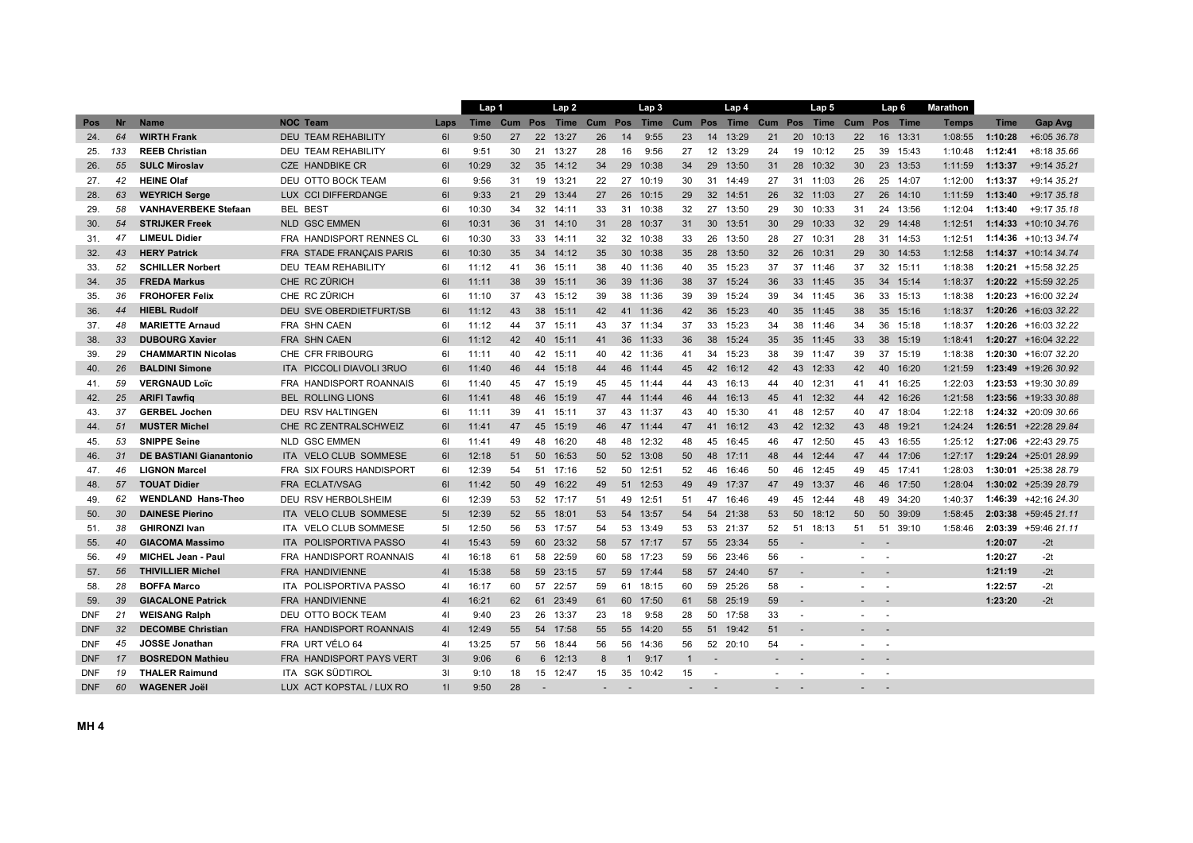| | | | | | Lap 1 | | Lap 2 | | | Lap 3 | | | Lap 4 | | | Lap 5 | | | Lap 6 | | Marathon | | |
|---|---|---|---|---|---|---|---|---|---|---|---|---|---|---|---|---|---|---|---|---|---|---|---|
| Pos | Nr | Name | NOC Team | Laps | Time | Cum | Pos | Time | Cum | Pos | Time | Cum | Pos | Time | Cum | Pos | Time | Cum | Pos | Time | Temps | Time | Gap Avg |
| 24. | 64 | **WIRTH Frank** | DEU TEAM REHABILITY | 6l | 9:50 | 27 | 22 | 13:27 | 26 | 14 | 9:55 | 23 | 14 | 13:29 | 21 | 20 | 10:13 | 22 | 16 | 13:31 | 1:08:55 | **1:10:28** | +6:05 *36.78* |
| 25. | 133 | **REEB Christian** | DEU TEAM REHABILITY | 6l | 9:51 | 30 | 21 | 13:27 | 28 | 16 | 9:56 | 27 | 12 | 13:29 | 24 | 19 | 10:12 | 25 | 39 | 15:43 | 1:10:48 | **1:12:41** | +8:18 *35.66* |
| 26. | 55 | **SULC Miroslav** | CZE HANDBIKE CR | 6l | 10:29 | 32 | 35 | 14:12 | 34 | 29 | 10:38 | 34 | 29 | 13:50 | 31 | 28 | 10:32 | 30 | 23 | 13:53 | 1:11:59 | **1:13:37** | +9:14 *35.21* |
| 27. | 42 | **HEINE Olaf** | DEU OTTO BOCK TEAM | 6l | 9:56 | 31 | 19 | 13:21 | 22 | 27 | 10:19 | 30 | 31 | 14:49 | 27 | 31 | 11:03 | 26 | 25 | 14:07 | 1:12:00 | **1:13:37** | +9:14 *35.21* |
| 28. | 63 | **WEYRICH Serge** | LUX CCI DIFFERDANGE | 6l | 9:33 | 21 | 29 | 13:44 | 27 | 26 | 10:15 | 29 | 32 | 14:51 | 26 | 32 | 11:03 | 27 | 26 | 14:10 | 1:11:59 | **1:13:40** | +9:17 *35.18* |
| 29. | 58 | **VANHAVERBEKE Stefaan** | BEL BEST | 6l | 10:30 | 34 | 32 | 14:11 | 33 | 31 | 10:38 | 32 | 27 | 13:50 | 29 | 30 | 10:33 | 31 | 24 | 13:56 | 1:12:04 | **1:13:40** | +9:17 *35.18* |
| 30. | 54 | **STRIJKER Freek** | NLD GSC EMMEN | 6l | 10:31 | 36 | 31 | 14:10 | 31 | 28 | 10:37 | 31 | 30 | 13:51 | 30 | 29 | 10:33 | 32 | 29 | 14:48 | 1:12:51 | **1:14:33** | +10:10 *34.76* |
| 31. | 47 | **LIMEUL Didier** | FRA HANDISPORT RENNES CL | 6l | 10:30 | 33 | 33 | 14:11 | 32 | 32 | 10:38 | 33 | 26 | 13:50 | 28 | 27 | 10:31 | 28 | 31 | 14:53 | 1:12:51 | **1:14:36** | +10:13 *34.74* |
| 32. | 43 | **HERY Patrick** | FRA STADE FRANÇAIS PARIS | 6l | 10:30 | 35 | 34 | 14:12 | 35 | 30 | 10:38 | 35 | 28 | 13:50 | 32 | 26 | 10:31 | 29 | 30 | 14:53 | 1:12:58 | **1:14:37** | +10:14 *34.74* |
| 33. | 52 | **SCHILLER Norbert** | DEU TEAM REHABILITY | 6l | 11:12 | 41 | 36 | 15:11 | 38 | 40 | 11:36 | 40 | 35 | 15:23 | 37 | 37 | 11:46 | 37 | 32 | 15:11 | 1:18:38 | **1:20:21** | +15:58 *32.25* |
| 34. | 35 | **FREDA Markus** | CHE RC ZÜRICH | 6l | 11:11 | 38 | 39 | 15:11 | 36 | 39 | 11:36 | 38 | 37 | 15:24 | 36 | 33 | 11:45 | 35 | 34 | 15:14 | 1:18:37 | **1:20:22** | +15:59 *32.25* |
| 35. | 36 | **FROHOFER Felix** | CHE RC ZÜRICH | 6l | 11:10 | 37 | 43 | 15:12 | 39 | 38 | 11:36 | 39 | 39 | 15:24 | 39 | 34 | 11:45 | 36 | 33 | 15:13 | 1:18:38 | **1:20:23** | +16:00 *32.24* |
| 36. | 44 | **HIEBL Rudolf** | DEU SVE OBERDIETFURT/SB | 6l | 11:12 | 43 | 38 | 15:11 | 42 | 41 | 11:36 | 42 | 36 | 15:23 | 40 | 35 | 11:45 | 38 | 35 | 15:16 | 1:18:37 | **1:20:26** | +16:03 *32.22* |
| 37. | 48 | **MARIETTE Arnaud** | FRA SHN CAEN | 6l | 11:12 | 44 | 37 | 15:11 | 43 | 37 | 11:34 | 37 | 33 | 15:23 | 34 | 38 | 11:46 | 34 | 36 | 15:18 | 1:18:37 | **1:20:26** | +16:03 *32.22* |
| 38. | 33 | **DUBOURG Xavier** | FRA SHN CAEN | 6l | 11:12 | 42 | 40 | 15:11 | 41 | 36 | 11:33 | 36 | 38 | 15:24 | 35 | 35 | 11:45 | 33 | 38 | 15:19 | 1:18:41 | **1:20:27** | +16:04 *32.22* |
| 39. | 29 | **CHAMMARTIN Nicolas** | CHE CFR FRIBOURG | 6l | 11:11 | 40 | 42 | 15:11 | 40 | 42 | 11:36 | 41 | 34 | 15:23 | 38 | 39 | 11:47 | 39 | 37 | 15:19 | 1:18:38 | **1:20:30** | +16:07 *32.20* |
| 40. | 26 | **BALDINI Simone** | ITA PICCOLI DIAVOLI 3RUO | 6l | 11:40 | 46 | 44 | 15:18 | 44 | 46 | 11:44 | 45 | 42 | 16:12 | 42 | 43 | 12:33 | 42 | 40 | 16:20 | 1:21:59 | **1:23:49** | +19:26 *30.92* |
| 41. | 59 | **VERGNAUD Loïc** | FRA HANDISPORT ROANNAIS | 6l | 11:40 | 45 | 47 | 15:19 | 45 | 45 | 11:44 | 44 | 43 | 16:13 | 44 | 40 | 12:31 | 41 | 41 | 16:25 | 1:22:03 | **1:23:53** | +19:30 *30.89* |
| 42. | 25 | **ARIFI Tawfiq** | BEL ROLLING LIONS | 6l | 11:41 | 48 | 46 | 15:19 | 47 | 44 | 11:44 | 46 | 44 | 16:13 | 45 | 41 | 12:32 | 44 | 42 | 16:26 | 1:21:58 | **1:23:56** | +19:33 *30.88* |
| 43. | 37 | **GERBEL Jochen** | DEU RSV HALTINGEN | 6l | 11:11 | 39 | 41 | 15:11 | 37 | 43 | 11:37 | 43 | 40 | 15:30 | 41 | 48 | 12:57 | 40 | 47 | 18:04 | 1:22:18 | **1:24:32** | +20:09 *30.66* |
| 44. | 51 | **MUSTER Michel** | CHE RC ZENTRALSCHWEIZ | 6l | 11:41 | 47 | 45 | 15:19 | 46 | 47 | 11:44 | 47 | 41 | 16:12 | 43 | 42 | 12:32 | 43 | 48 | 19:21 | 1:24:24 | **1:26:51** | +22:28 *29.84* |
| 45. | 53 | **SNIPPE Seine** | NLD GSC EMMEN | 6l | 11:41 | 49 | 48 | 16:20 | 48 | 48 | 12:32 | 48 | 45 | 16:45 | 46 | 47 | 12:50 | 45 | 43 | 16:55 | 1:25:12 | **1:27:06** | +22:43 *29.75* |
| 46. | 31 | **DE BASTIANI Gianantonio** | ITA VELO CLUB SOMMESE | 6l | 12:18 | 51 | 50 | 16:53 | 50 | 52 | 13:08 | 50 | 48 | 17:11 | 48 | 44 | 12:44 | 47 | 44 | 17:06 | 1:27:17 | **1:29:24** | +25:01 *28.99* |
| 47. | 46 | **LIGNON Marcel** | FRA SIX FOURS HANDISPORT | 6l | 12:39 | 54 | 51 | 17:16 | 52 | 50 | 12:51 | 52 | 46 | 16:46 | 50 | 46 | 12:45 | 49 | 45 | 17:41 | 1:28:03 | **1:30:01** | +25:38 *28.79* |
| 48. | 57 | **TOUAT Didier** | FRA ECLAT/VSAG | 6l | 11:42 | 50 | 49 | 16:22 | 49 | 51 | 12:53 | 49 | 49 | 17:37 | 47 | 49 | 13:37 | 46 | 46 | 17:50 | 1:28:04 | **1:30:02** | +25:39 *28.79* |
| 49. | 62 | **WENDLAND Hans-Theo** | DEU RSV HERBOLSHEIM | 6l | 12:39 | 53 | 52 | 17:17 | 51 | 49 | 12:51 | 51 | 47 | 16:46 | 49 | 45 | 12:44 | 48 | 49 | 34:20 | 1:40:37 | **1:46:39** | +42:16 *24.30* |
| 50. | 30 | **DAINESE Pierino** | ITA VELO CLUB SOMMESE | 5l | 12:39 | 52 | 55 | 18:01 | 53 | 54 | 13:57 | 54 | 54 | 21:38 | 53 | 50 | 18:12 | 50 | 50 | 39:09 | 1:58:45 | **2:03:38** | +59:45 *21.11* |
| 51. | 38 | **GHIRONZI Ivan** | ITA VELO CLUB SOMMESE | 5l | 12:50 | 56 | 53 | 17:57 | 54 | 53 | 13:49 | 53 | 53 | 21:37 | 52 | 51 | 18:13 | 51 | 51 | 39:10 | 1:58:46 | **2:03:39** | +59:46 *21.11* |
| 55. | 40 | **GIACOMA Massimo** | ITA POLISPORTIVA PASSO | 4l | 15:43 | 59 | 60 | 23:32 | 58 | 57 | 17:17 | 57 | 55 | 23:34 | 55 | - | | - | - | | | **1:20:07** | -2t |
| 56. | 49 | **MICHEL Jean - Paul** | FRA HANDISPORT ROANNAIS | 4l | 16:18 | 61 | 58 | 22:59 | 60 | 58 | 17:23 | 59 | 56 | 23:46 | 56 | - | | - | - | | | **1:20:27** | -2t |
| 57. | 56 | **THIVILLIER Michel** | FRA HANDIVIENNE | 4l | 15:38 | 58 | 59 | 23:15 | 57 | 59 | 17:44 | 58 | 57 | 24:40 | 57 | - | | - | - | | | **1:21:19** | -2t |
| 58. | 28 | **BOFFA Marco** | ITA POLISPORTIVA PASSO | 4l | 16:17 | 60 | 57 | 22:57 | 59 | 61 | 18:15 | 60 | 59 | 25:26 | 58 | - | | - | - | | | **1:22:57** | -2t |
| 59. | 39 | **GIACALONE Patrick** | FRA HANDIVIENNE | 4l | 16:21 | 62 | 61 | 23:49 | 61 | 60 | 17:50 | 61 | 58 | 25:19 | 59 | - | | - | - | | | **1:23:20** | -2t |
| DNF | 21 | **WEISANG Ralph** | DEU OTTO BOCK TEAM | 4l | 9:40 | 23 | 26 | 13:37 | 23 | 18 | 9:58 | 28 | 50 | 17:58 | 33 | - | | - | - | | | | |
| DNF | 32 | **DECOMBE Christian** | FRA HANDISPORT ROANNAIS | 4l | 12:49 | 55 | 54 | 17:58 | 55 | 55 | 14:20 | 55 | 51 | 19:42 | 51 | - | | - | - | | | | |
| DNF | 45 | **JOSSE Jonathan** | FRA URT VÉLO 64 | 4l | 13:25 | 57 | 56 | 18:44 | 56 | 56 | 14:36 | 56 | 52 | 20:10 | 54 | - | | - | - | | | | |
| DNF | 17 | **BOSREDON Mathieu** | FRA HANDISPORT PAYS VERT | 3l | 9:06 | 6 | 6 | 12:13 | 8 | 1 | 9:17 | 1 | - | | - | - | | - | - | | | | |
| DNF | 19 | **THALER Raimund** | ITA SGK SÜDTIROL | 3l | 9:10 | 18 | 15 | 12:47 | 15 | 35 | 10:42 | 15 | - | | - | - | | - | - | | | | |
| DNF | 60 | **WAGENER Joël** | LUX ACT KOPSTAL / LUX RO | 1l | 9:50 | 28 | - | | - | - | | - | - | | - | - | | - | - | | | | |

**MH 4**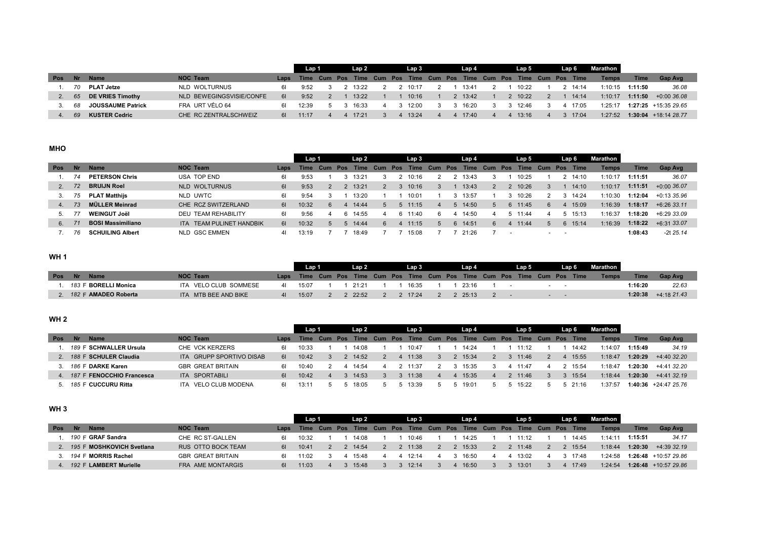| | | | | | Lap 1 | | | Lap 2 | | | Lap 3 | | | Lap 4 | | | Lap 5 | | | Lap 6 | Marathon | | |
|---|---|---|---|---|---|---|---|---|---|---|---|---|---|---|---|---|---|---|---|---|---|---|---|---|
| Pos | Nr | Name | NOC | Team | Laps | Time | Cum | Pos | Time | Cum | Pos | Time | Cum | Pos | Time | Cum | Pos | Time | Cum | Pos | Time | Temps | Time | Gap Avg |
| 1. | 70 | **PLAT Jetze** | NLD | WOLTURNUS | 6l | 9:52 | 3 | 2 | 13:22 | 2 | 2 | 10:17 | 2 | 1 | 13:41 | 2 | 1 | 10:22 | 1 | 2 | 14:14 | 1:10:15 | **1:11:50** | *36.08* |
| 2. | 65 | **DE VRIES Timothy** | NLD | BEWEGINGSVISIE/CONFE | 6l | 9:52 | 2 | 1 | 13:22 | 1 | 1 | 10:16 | 1 | 2 | 13:42 | 1 | 2 | 10:22 | 2 | 1 | 14:14 | 1:10:17 | **1:11:50** | +0:00 *36.08* |
| 3. | 68 | **JOUSSAUME Patrick** | FRA | URT VÉLO 64 | 6l | 12:39 | 5 | 3 | 16:33 | 4 | 3 | 12:00 | 3 | 3 | 16:20 | 3 | 3 | 12:46 | 3 | 4 | 17:05 | 1:25:17 | **1:27:25** | +15:35 *29.65* |
| 4. | 69 | **KUSTER Cedric** | CHE | RC ZENTRALSCHWEIZ | 6l | 11:17 | 4 | 4 | 17:21 | 3 | 4 | 13:24 | 4 | 4 | 17:40 | 4 | 4 | 13:16 | 4 | 3 | 17:04 | 1:27:52 | **1:30:04** | +18:14 *28.77* |

**MHO**

| | | | | | Lap 1 | | | Lap 2 | | | Lap 3 | | | Lap 4 | | | Lap 5 | | | Lap 6 | Marathon | | |
|---|---|---|---|---|---|---|---|---|---|---|---|---|---|---|---|---|---|---|---|---|---|---|---|---|
| Pos | Nr | Name | NOC | Team | Laps | Time | Cum | Pos | Time | Cum | Pos | Time | Cum | Pos | Time | Cum | Pos | Time | Cum | Pos | Time | Temps | Time | Gap Avg |
| 1. | 74 | **PETERSON Chris** | USA | TOP END | 6l | 9:53 | 1 | 3 | 13:21 | 3 | 2 | 10:16 | 2 | 2 | 13:43 | 3 | 1 | 10:25 | 1 | 2 | 14:10 | 1:10:17 | **1:11:51** | *36.07* |
| 2. | 72 | **BRUIJN Roel** | NLD | WOLTURNUS | 6l | 9:53 | 2 | 2 | 13:21 | 2 | 3 | 10:16 | 3 | 1 | 13:43 | 2 | 2 | 10:26 | 3 | 1 | 14:10 | 1:10:17 | **1:11:51** | +0:00 *36.07* |
| 3. | 75 | **PLAT Matthijs** | NLD | UWTC | 6l | 9:54 | 3 | 1 | 13:20 | 1 | 1 | 10:01 | 1 | 3 | 13:57 | 1 | 3 | 10:26 | 2 | 3 | 14:24 | 1:10:30 | **1:12:04** | +0:13 *35.96* |
| 4. | 73 | **MÜLLER Meinrad** | CHE | RCZ SWITZERLAND | 6l | 10:32 | 6 | 4 | 14:44 | 5 | 5 | 11:15 | 4 | 5 | 14:50 | 5 | 6 | 11:45 | 6 | 4 | 15:09 | 1:16:39 | **1:18:17** | +6:26 *33.11* |
| 5. | 77 | **WEINGUT Joël** | DEU | TEAM REHABILITY | 6l | 9:56 | 4 | 6 | 14:55 | 4 | 6 | 11:40 | 6 | 4 | 14:50 | 4 | 5 | 11:44 | 4 | 5 | 15:13 | 1:16:37 | **1:18:20** | +6:29 *33.09* |
| 6. | 71 | **BOSI Massimiliano** | ITA | TEAM PULINET HANDBIK | 6l | 10:32 | 5 | 5 | 14:44 | 6 | 4 | 11:15 | 5 | 6 | 14:51 | 6 | 4 | 11:44 | 5 | 6 | 15:14 | 1:16:39 | **1:18:22** | +6:31 *33.07* |
| 7. | 76 | **SCHUILING Albert** | NLD | GSC EMMEN | 4l | 13:19 | 7 | 7 | 18:49 | 7 | 7 | 15:08 | 7 | 7 | 21:26 | 7 | - | | - | - | | | **1:08:43** | -2t *25.14* |

**WH 1**

| | | | | | Lap 1 | | | Lap 2 | | | Lap 3 | | | Lap 4 | | | Lap 5 | | | Lap 6 | Marathon | | |
|---|---|---|---|---|---|---|---|---|---|---|---|---|---|---|---|---|---|---|---|---|---|---|---|---|
| Pos | Nr | Name | NOC | Team | Laps | Time | Cum | Pos | Time | Cum | Pos | Time | Cum | Pos | Time | Cum | Pos | Time | Cum | Pos | Time | Temps | Time | Gap Avg |
| 1. | 183 F | **BORELLI Monica** | ITA | VELO CLUB SOMMESE | 4l | 15:07 | 1 | 1 | 21:21 | 1 | 1 | 16:35 | 1 | 1 | 23:16 | 1 | - | | - | - | | | **1:16:20** | *22.63* |
| 2. | 182 F | **AMADEO Roberta** | ITA | MTB BEE AND BIKE | 4l | 15:07 | 2 | 2 | 22:52 | 2 | 2 | 17:24 | 2 | 2 | 25:13 | 2 | - | | - | - | | | **1:20:38** | +4:18 *21.43* |

**WH 2**

| | | | | | Lap 1 | | | Lap 2 | | | Lap 3 | | | Lap 4 | | | Lap 5 | | | Lap 6 | Marathon | | |
|---|---|---|---|---|---|---|---|---|---|---|---|---|---|---|---|---|---|---|---|---|---|---|---|---|
| Pos | Nr | Name | NOC | Team | Laps | Time | Cum | Pos | Time | Cum | Pos | Time | Cum | Pos | Time | Cum | Pos | Time | Cum | Pos | Time | Temps | Time | Gap Avg |
| 1. | 189 F | **SCHWALLER Ursula** | CHE | VCK KERZERS | 6l | 10:33 | 1 | 1 | 14:08 | 1 | 1 | 10:47 | 1 | 1 | 14:24 | 1 | 1 | 11:12 | 1 | 1 | 14:42 | 1:14:07 | **1:15:49** | *34.19* |
| 2. | 188 F | **SCHULER Claudia** | ITA | GRUPP SPORTIVO DISAB | 6l | 10:42 | 3 | 2 | 14:52 | 2 | 4 | 11:38 | 3 | 2 | 15:34 | 2 | 3 | 11:46 | 2 | 4 | 15:55 | 1:18:47 | **1:20:29** | +4:40 *32.20* |
| 3. | 186 F | **DARKE Karen** | GBR | GREAT BRITAIN | 6l | 10:40 | 2 | 4 | 14:54 | 4 | 2 | 11:37 | 2 | 3 | 15:35 | 3 | 4 | 11:47 | 4 | 2 | 15:54 | 1:18:47 | **1:20:30** | +4:41 *32.20* |
| 4. | 187 F | **FENOCCHIO Francesca** | ITA | SPORTABILI | 6l | 10:42 | 4 | 3 | 14:53 | 3 | 3 | 11:38 | 4 | 4 | 15:35 | 4 | 2 | 11:46 | 3 | 3 | 15:54 | 1:18:44 | **1:20:30** | +4:41 *32.19* |
| 5. | 185 F | **CUCCURU Ritta** | ITA | VELO CLUB MODENA | 6l | 13:11 | 5 | 5 | 18:05 | 5 | 5 | 13:39 | 5 | 5 | 19:01 | 5 | 5 | 15:22 | 5 | 5 | 21:16 | 1:37:57 | **1:40:36** | +24:47 *25.76* |

**WH 3**

| | | | | | Lap 1 | | | Lap 2 | | | Lap 3 | | | Lap 4 | | | Lap 5 | | | Lap 6 | Marathon | | |
|---|---|---|---|---|---|---|---|---|---|---|---|---|---|---|---|---|---|---|---|---|---|---|---|---|
| Pos | Nr | Name | NOC | Team | Laps | Time | Cum | Pos | Time | Cum | Pos | Time | Cum | Pos | Time | Cum | Pos | Time | Cum | Pos | Time | Temps | Time | Gap Avg |
| 1. | 190 F | **GRAF Sandra** | CHE | RC ST-GALLEN | 6l | 10:32 | 1 | 1 | 14:08 | 1 | 1 | 10:46 | 1 | 1 | 14:25 | 1 | 1 | 11:12 | 1 | 1 | 14:45 | 1:14:11 | **1:15:51** | *34.17* |
| 2. | 195 F | **MOSHKOVICH Svetlana** | RUS | OTTO BOCK TEAM | 6l | 10:41 | 2 | 2 | 14:54 | 2 | 2 | 11:38 | 2 | 2 | 15:33 | 2 | 2 | 11:48 | 2 | 2 | 15:54 | 1:18:44 | **1:20:30** | +4:39 *32.19* |
| 3. | 194 F | **MORRIS Rachel** | GBR | GREAT BRITAIN | 6l | 11:02 | 3 | 4 | 15:48 | 4 | 4 | 12:14 | 4 | 3 | 16:50 | 4 | 4 | 13:02 | 4 | 3 | 17:48 | 1:24:58 | **1:26:48** | +10:57 *29.86* |
| 4. | 192 F | **LAMBERT Murielle** | FRA | AME MONTARGIS | 6l | 11:03 | 4 | 3 | 15:48 | 3 | 3 | 12:14 | 3 | 4 | 16:50 | 3 | 3 | 13:01 | 3 | 4 | 17:49 | 1:24:54 | **1:26:48** | +10:57 *29.86* |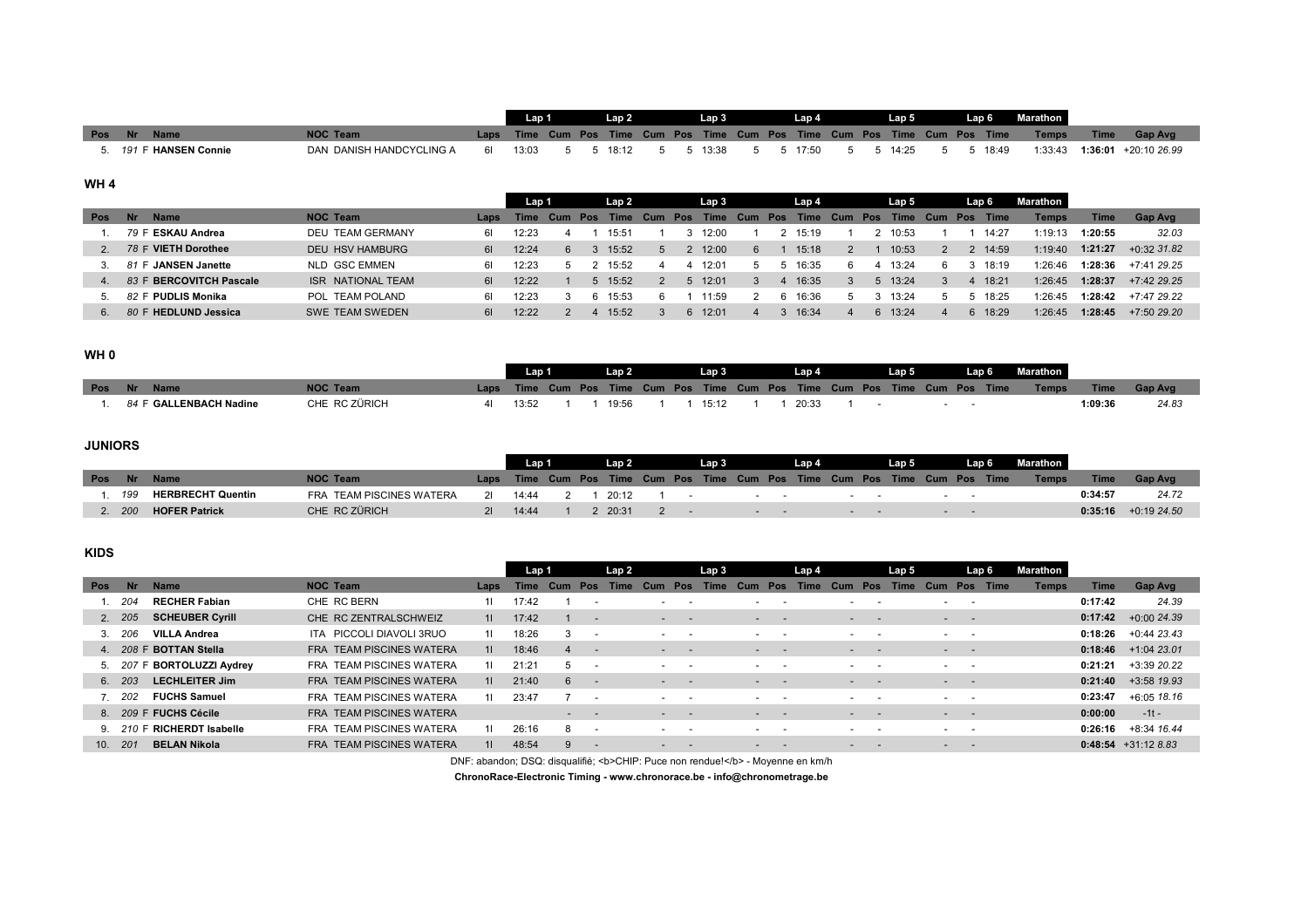| | | | | | | Lap 1 | | | Lap 2 | | | Lap 3 | | | Lap 4 | | | Lap 5 | | | Lap 6 | Marathon | | |
|---|---|---|---|---|---|---|---|---|---|---|---|---|---|---|---|---|---|---|---|---|---|---|---|---|
| Pos | Nr | Name | NOC | Team | Laps | Time | Cum | Pos | Time | Cum | Pos | Time | Cum | Pos | Time | Cum | Pos | Time | Cum | Pos | Time | Temps | Time | Gap Avg |
| 5. | 191 F | **HANSEN Connie** | DAN | DANISH HANDCYCLING A | 6l | 13:03 | 5 | 5 | 18:12 | 5 | 5 | 13:38 | 5 | 5 | 17:50 | 5 | 5 | 14:25 | 5 | 5 | 18:49 | 1:33:43 | **1:36:01** | +20:10 *26.99* |

## WH 4

| | | | | | | Lap 1 | | | Lap 2 | | | Lap 3 | | | Lap 4 | | | Lap 5 | | | Lap 6 | Marathon | | |
|---|---|---|---|---|---|---|---|---|---|---|---|---|---|---|---|---|---|---|---|---|---|---|---|---|
| Pos | Nr | Name | NOC | Team | Laps | Time | Cum | Pos | Time | Cum | Pos | Time | Cum | Pos | Time | Cum | Pos | Time | Cum | Pos | Time | Temps | Time | Gap Avg |
| 1. | 79 F | **ESKAU Andrea** | DEU | TEAM GERMANY | 6l | 12:23 | 4 | 1 | 15:51 | 1 | 3 | 12:00 | 1 | 2 | 15:19 | 1 | 2 | 10:53 | 1 | 1 | 14:27 | 1:19:13 | **1:20:55** | *32.03* |
| 2. | 78 F | **VIETH Dorothee** | DEU | HSV HAMBURG | 6l | 12:24 | 6 | 3 | 15:52 | 5 | 2 | 12:00 | 6 | 1 | 15:18 | 2 | 1 | 10:53 | 2 | 2 | 14:59 | 1:19:40 | **1:21:27** | +0:32 *31.82* |
| 3. | 81 F | **JANSEN Janette** | NLD | GSC EMMEN | 6l | 12:23 | 5 | 2 | 15:52 | 4 | 4 | 12:01 | 5 | 5 | 16:35 | 6 | 4 | 13:24 | 6 | 3 | 18:19 | 1:26:46 | **1:28:36** | +7:41 *29.25* |
| 4. | 83 F | **BERCOVITCH Pascale** | ISR | NATIONAL TEAM | 6l | 12:22 | 1 | 5 | 15:52 | 2 | 5 | 12:01 | 3 | 4 | 16:35 | 3 | 5 | 13:24 | 3 | 4 | 18:21 | 1:26:45 | **1:28:37** | +7:42 *29.25* |
| 5. | 82 F | **PUDLIS Monika** | POL | TEAM POLAND | 6l | 12:23 | 3 | 6 | 15:53 | 6 | 1 | 11:59 | 2 | 6 | 16:36 | 5 | 3 | 13:24 | 5 | 5 | 18:25 | 1:26:45 | **1:28:42** | +7:47 *29.22* |
| 6. | 80 F | **HEDLUND Jessica** | SWE | TEAM SWEDEN | 6l | 12:22 | 2 | 4 | 15:52 | 3 | 6 | 12:01 | 4 | 3 | 16:34 | 4 | 6 | 13:24 | 4 | 6 | 18:29 | 1:26:45 | **1:28:45** | +7:50 *29.20* |

## WH 0

| | | | | | | Lap 1 | | | Lap 2 | | | Lap 3 | | | Lap 4 | | | Lap 5 | | | Lap 6 | Marathon | | |
|---|---|---|---|---|---|---|---|---|---|---|---|---|---|---|---|---|---|---|---|---|---|---|---|---|
| Pos | Nr | Name | NOC | Team | Laps | Time | Cum | Pos | Time | Cum | Pos | Time | Cum | Pos | Time | Cum | Pos | Time | Cum | Pos | Time | Temps | Time | Gap Avg |
| 1. | 84 F | **GALLENBACH Nadine** | CHE | RC ZÜRICH | 4l | 13:52 | 1 | 1 | 19:56 | 1 | 1 | 15:12 | 1 | 1 | 20:33 | 1 | - | | - | - | | | **1:09:36** | *24.83* |

## JUNIORS

| | | | | | | Lap 1 | | | Lap 2 | | | Lap 3 | | | Lap 4 | | | Lap 5 | | | Lap 6 | Marathon | | |
|---|---|---|---|---|---|---|---|---|---|---|---|---|---|---|---|---|---|---|---|---|---|---|---|---|
| Pos | Nr | Name | NOC | Team | Laps | Time | Cum | Pos | Time | Cum | Pos | Time | Cum | Pos | Time | Cum | Pos | Time | Cum | Pos | Time | Temps | Time | Gap Avg |
| 1. | 199 | **HERBRECHT Quentin** | FRA | TEAM PISCINES WATERA | 2l | 14:44 | 2 | 1 | 20:12 | 1 | - | | - | - | | - | - | | - | - | | | **0:34:57** | *24.72* |
| 2. | 200 | **HOFER Patrick** | CHE | RC ZÜRICH | 2l | 14:44 | 1 | 2 | 20:31 | 2 | - | | - | - | | - | - | | - | - | | | **0:35:16** | +0:19 *24.50* |

## KIDS

| | | | | | | Lap 1 | | | Lap 2 | | | Lap 3 | | | Lap 4 | | | Lap 5 | | | Lap 6 | Marathon | | |
|---|---|---|---|---|---|---|---|---|---|---|---|---|---|---|---|---|---|---|---|---|---|---|---|---|
| Pos | Nr | Name | NOC | Team | Laps | Time | Cum | Pos | Time | Cum | Pos | Time | Cum | Pos | Time | Cum | Pos | Time | Cum | Pos | Time | Temps | Time | Gap Avg |
| 1. | 204 | **RECHER Fabian** | CHE | RC BERN | 1l | 17:42 | 1 | - | | - | - | | - | - | | - | - | | - | - | | | **0:17:42** | *24.39* |
| 2. | 205 | **SCHEUBER Cyrill** | CHE | RC ZENTRALSCHWEIZ | 1l | 17:42 | 1 | - | | - | - | | - | - | | - | - | | - | - | | | **0:17:42** | +0:00 *24.39* |
| 3. | 206 | **VILLA Andrea** | ITA | PICCOLI DIAVOLI 3RUO | 1l | 18:26 | 3 | - | | - | - | | - | - | | - | - | | - | - | | | **0:18:26** | +0:44 *23.43* |
| 4. | 208 F | **BOTTAN Stella** | FRA | TEAM PISCINES WATERA | 1l | 18:46 | 4 | - | | - | - | | - | - | | - | - | | - | - | | | **0:18:46** | +1:04 *23.01* |
| 5. | 207 F | **BORTOLUZZI Aydrey** | FRA | TEAM PISCINES WATERA | 1l | 21:21 | 5 | - | | - | - | | - | - | | - | - | | - | - | | | **0:21:21** | +3:39 *20.22* |
| 6. | 203 | **LECHLEITER Jim** | FRA | TEAM PISCINES WATERA | 1l | 21:40 | 6 | - | | - | - | | - | - | | - | - | | - | - | | | **0:21:40** | +3:58 *19.93* |
| 7. | 202 | **FUCHS Samuel** | FRA | TEAM PISCINES WATERA | 1l | 23:47 | 7 | - | | - | - | | - | - | | - | - | | - | - | | | **0:23:47** | +6:05 *18.16* |
| 8. | 209 F | **FUCHS Cécile** | FRA | TEAM PISCINES WATERA | | | - | - | | - | - | | - | - | | - | - | | - | - | | | **0:00:00** | -1t - |
| 9. | 210 F | **RICHERDT Isabelle** | FRA | TEAM PISCINES WATERA | 1l | 26:16 | 8 | - | | - | - | | - | - | | - | - | | - | - | | | **0:26:16** | +8:34 *16.44* |
| 10. | 201 | **BELAN Nikola** | FRA | TEAM PISCINES WATERA | 1l | 48:54 | 9 | - | | - | - | | - | - | | - | - | | - | - | | | **0:48:54** | +31:12 *8.83* |

DNF: abandon; DSQ: disqualifié; <b>CHIP: Puce non rendue!</b> - Moyenne en km/h

**ChronoRace-Electronic Timing - www.chronorace.be - info@chronometrage.be**